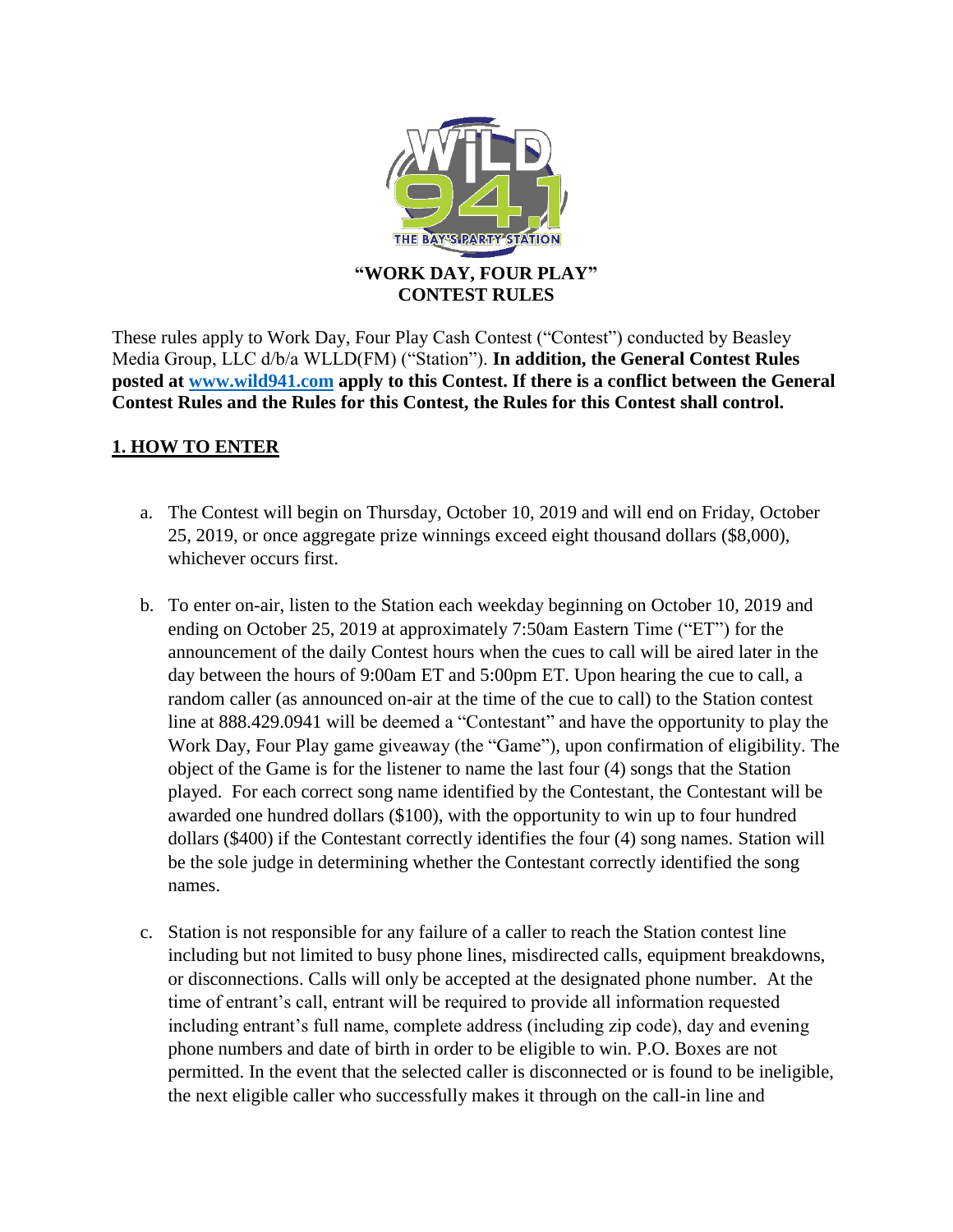# "WORK DAY, FOUR PLAY" CONTEST RULES

These rules apply to Work Day, Four Play Cash Contest ("Contest") conducted by Beasley Media Group, LLC d/b/a WLLD(FM) ("Station"). **In addition, the General Contest Rules posted at [www.wild941.com](http://www.wild941.com) apply to this Contest. If there is a conflict between the General Contest Rules and the Rules for this Contest, the Rules for this Contest shall control.**

## 1. HOW TO ENTER

a. The Contest will begin on Thursday, October 10, 2019 and will end on Friday, October 25, 2019, or once aggregate prize winnings exceed eight thousand dollars ($8,000), whichever occurs first.

b. To enter on-air, listen to the Station each weekday beginning on October 10, 2019 and ending on October 25, 2019 at approximately 7:50am Eastern Time ("ET") for the announcement of the daily Contest hours when the cues to call will be aired later in the day between the hours of 9:00am ET and 5:00pm ET. Upon hearing the cue to call, a random caller (as announced on-air at the time of the cue to call) to the Station contest line at 888.429.0941 will be deemed a "Contestant" and have the opportunity to play the Work Day, Four Play game giveaway (the "Game"), upon confirmation of eligibility. The object of the Game is for the listener to name the last four (4) songs that the Station played. For each correct song name identified by the Contestant, the Contestant will be awarded one hundred dollars ($100), with the opportunity to win up to four hundred dollars ($400) if the Contestant correctly identifies the four (4) song names. Station will be the sole judge in determining whether the Contestant correctly identified the song names.

c. Station is not responsible for any failure of a caller to reach the Station contest line including but not limited to busy phone lines, misdirected calls, equipment breakdowns, or disconnections. Calls will only be accepted at the designated phone number. At the time of entrant's call, entrant will be required to provide all information requested including entrant's full name, complete address (including zip code), day and evening phone numbers and date of birth in order to be eligible to win. P.O. Boxes are not permitted. In the event that the selected caller is disconnected or is found to be ineligible, the next eligible caller who successfully makes it through on the call-in line and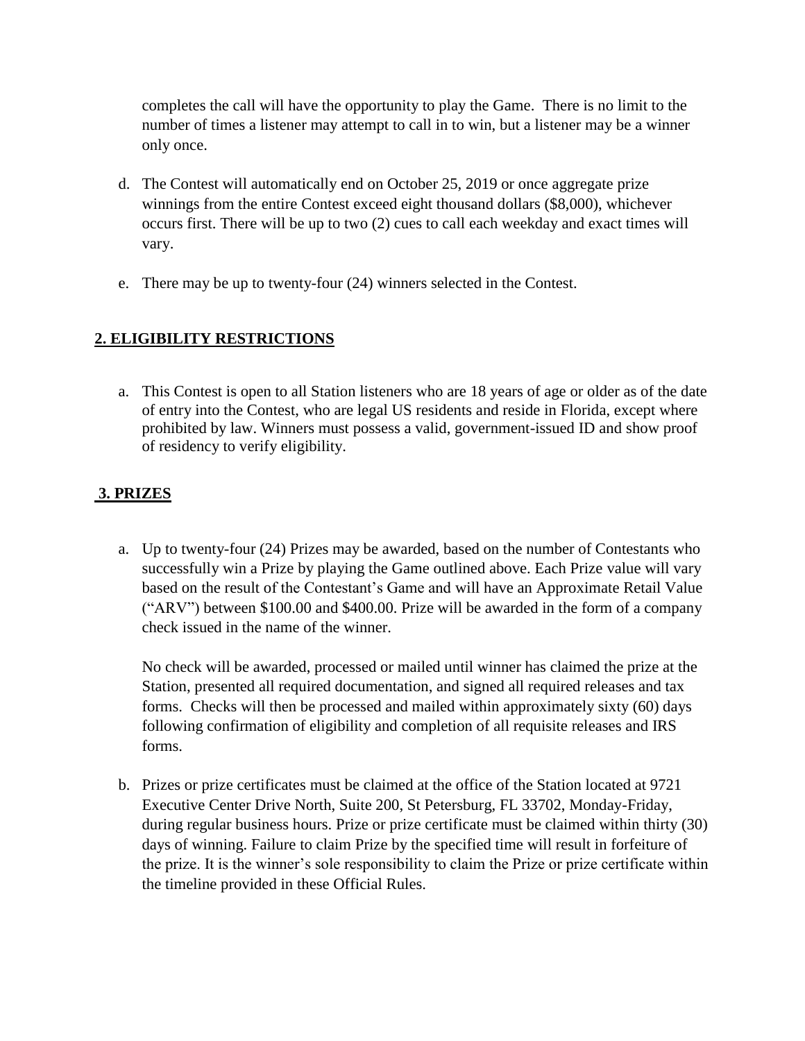completes the call will have the opportunity to play the Game. There is no limit to the number of times a listener may attempt to call in to win, but a listener may be a winner only once.

d. The Contest will automatically end on October 25, 2019 or once aggregate prize winnings from the entire Contest exceed eight thousand dollars ($8,000), whichever occurs first. There will be up to two (2) cues to call each weekday and exact times will vary.

e. There may be up to twenty-four (24) winners selected in the Contest.

## 2. ELIGIBILITY RESTRICTIONS

a. This Contest is open to all Station listeners who are 18 years of age or older as of the date of entry into the Contest, who are legal US residents and reside in Florida, except where prohibited by law. Winners must possess a valid, government-issued ID and show proof of residency to verify eligibility.

## 3. PRIZES

a. Up to twenty-four (24) Prizes may be awarded, based on the number of Contestants who successfully win a Prize by playing the Game outlined above. Each Prize value will vary based on the result of the Contestant's Game and will have an Approximate Retail Value ("ARV") between $100.00 and $400.00. Prize will be awarded in the form of a company check issued in the name of the winner.

   No check will be awarded, processed or mailed until winner has claimed the prize at the Station, presented all required documentation, and signed all required releases and tax forms. Checks will then be processed and mailed within approximately sixty (60) days following confirmation of eligibility and completion of all requisite releases and IRS forms.

b. Prizes or prize certificates must be claimed at the office of the Station located at 9721 Executive Center Drive North, Suite 200, St Petersburg, FL 33702, Monday-Friday, during regular business hours. Prize or prize certificate must be claimed within thirty (30) days of winning. Failure to claim Prize by the specified time will result in forfeiture of the prize. It is the winner's sole responsibility to claim the Prize or prize certificate within the timeline provided in these Official Rules.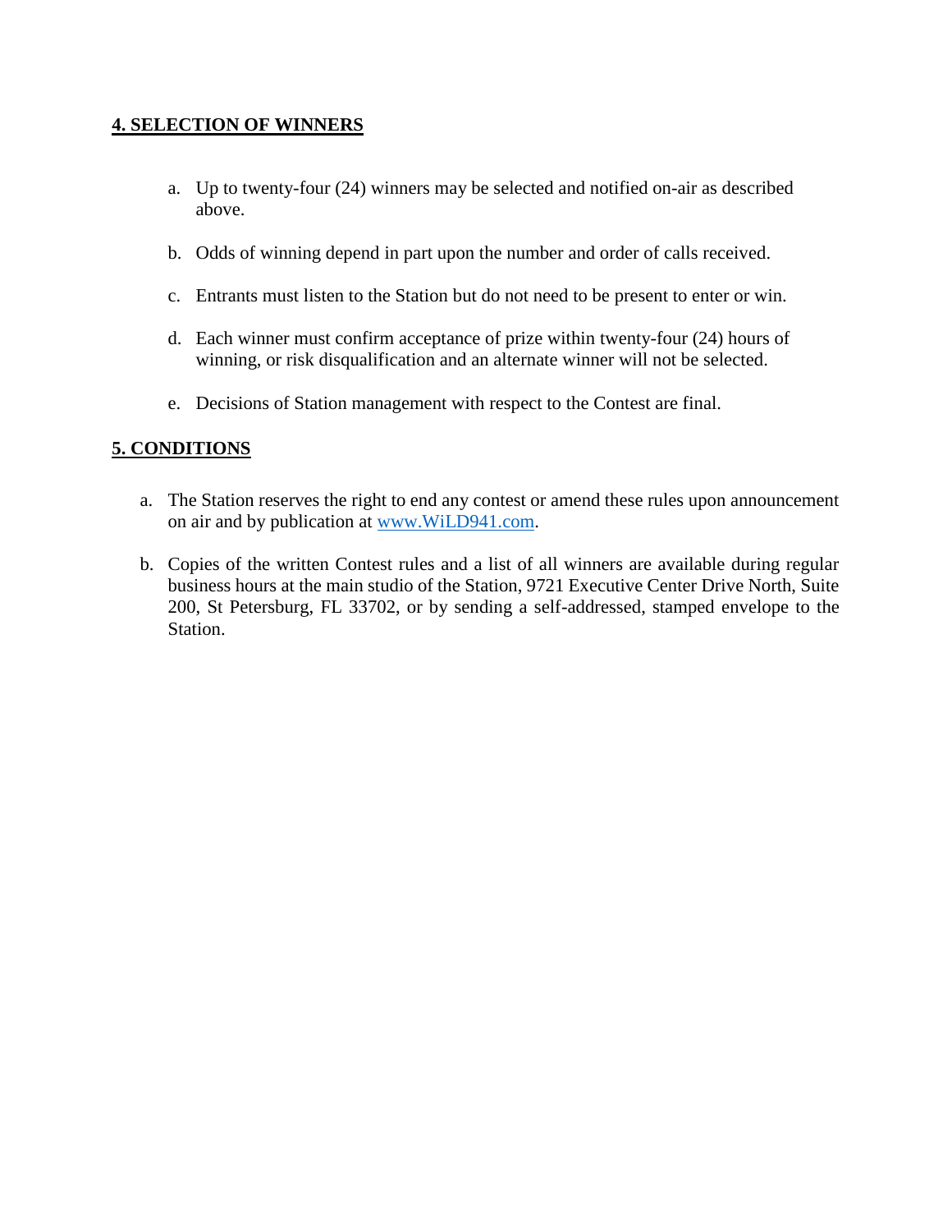## 4. SELECTION OF WINNERS

a. Up to twenty-four (24) winners may be selected and notified on-air as described above.

b. Odds of winning depend in part upon the number and order of calls received.

c. Entrants must listen to the Station but do not need to be present to enter or win.

d. Each winner must confirm acceptance of prize within twenty-four (24) hours of winning, or risk disqualification and an alternate winner will not be selected.

e. Decisions of Station management with respect to the Contest are final.

## 5. CONDITIONS

a. The Station reserves the right to end any contest or amend these rules upon announcement on air and by publication at [www.WiLD941.com](http://www.WiLD941.com).

b. Copies of the written Contest rules and a list of all winners are available during regular business hours at the main studio of the Station, 9721 Executive Center Drive North, Suite 200, St Petersburg, FL 33702, or by sending a self-addressed, stamped envelope to the Station.